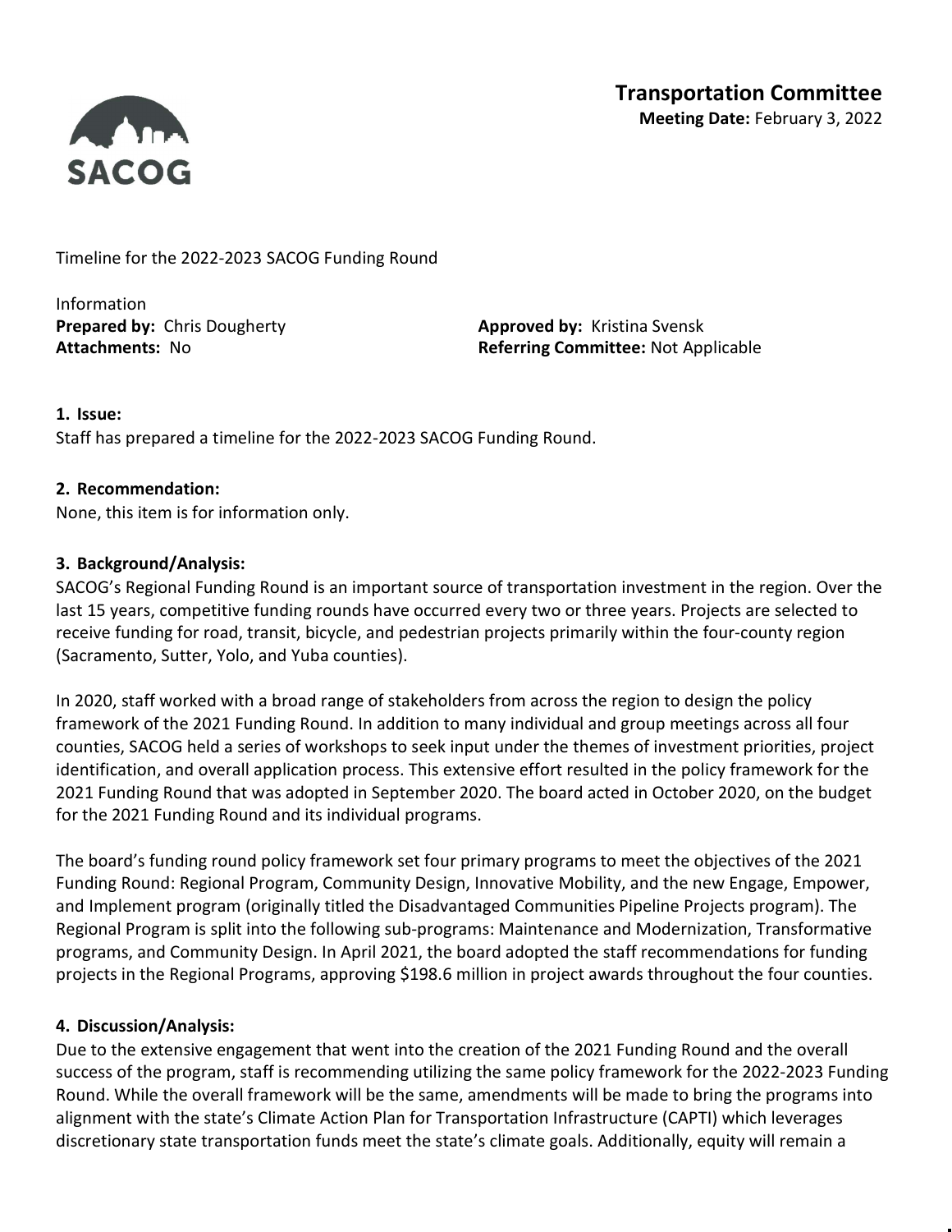SACOG

**Transportation Committee**
**Meeting Date:** February 3, 2022

Timeline for the 2022-2023 SACOG Funding Round

Information
**Prepared by:** Chris Dougherty
**Attachments:** No

**Approved by:** Kristina Svensk
**Referring Committee:** Not Applicable

**1. Issue:**
Staff has prepared a timeline for the 2022-2023 SACOG Funding Round.

**2. Recommendation:**
None, this item is for information only.

**3. Background/Analysis:**
SACOG's Regional Funding Round is an important source of transportation investment in the region. Over the last 15 years, competitive funding rounds have occurred every two or three years. Projects are selected to receive funding for road, transit, bicycle, and pedestrian projects primarily within the four-county region (Sacramento, Sutter, Yolo, and Yuba counties).

In 2020, staff worked with a broad range of stakeholders from across the region to design the policy framework of the 2021 Funding Round. In addition to many individual and group meetings across all four counties, SACOG held a series of workshops to seek input under the themes of investment priorities, project identification, and overall application process. This extensive effort resulted in the policy framework for the 2021 Funding Round that was adopted in September 2020. The board acted in October 2020, on the budget for the 2021 Funding Round and its individual programs.

The board's funding round policy framework set four primary programs to meet the objectives of the 2021 Funding Round: Regional Program, Community Design, Innovative Mobility, and the new Engage, Empower, and Implement program (originally titled the Disadvantaged Communities Pipeline Projects program). The Regional Program is split into the following sub-programs: Maintenance and Modernization, Transformative programs, and Community Design. In April 2021, the board adopted the staff recommendations for funding projects in the Regional Programs, approving $198.6 million in project awards throughout the four counties.

**4. Discussion/Analysis:**
Due to the extensive engagement that went into the creation of the 2021 Funding Round and the overall success of the program, staff is recommending utilizing the same policy framework for the 2022-2023 Funding Round. While the overall framework will be the same, amendments will be made to bring the programs into alignment with the state's Climate Action Plan for Transportation Infrastructure (CAPTI) which leverages discretionary state transportation funds meet the state's climate goals. Additionally, equity will remain a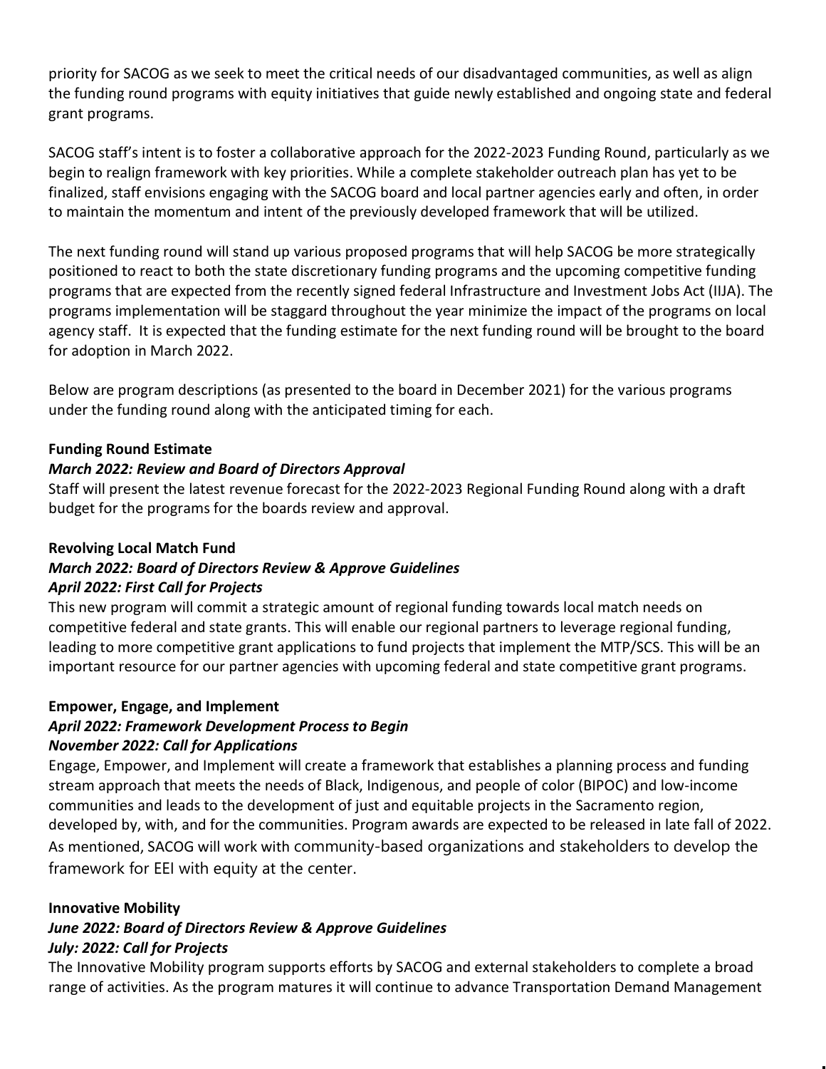priority for SACOG as we seek to meet the critical needs of our disadvantaged communities, as well as align the funding round programs with equity initiatives that guide newly established and ongoing state and federal grant programs.

SACOG staff's intent is to foster a collaborative approach for the 2022-2023 Funding Round, particularly as we begin to realign framework with key priorities. While a complete stakeholder outreach plan has yet to be finalized, staff envisions engaging with the SACOG board and local partner agencies early and often, in order to maintain the momentum and intent of the previously developed framework that will be utilized.

The next funding round will stand up various proposed programs that will help SACOG be more strategically positioned to react to both the state discretionary funding programs and the upcoming competitive funding programs that are expected from the recently signed federal Infrastructure and Investment Jobs Act (IIJA). The programs implementation will be staggard throughout the year minimize the impact of the programs on local agency staff. It is expected that the funding estimate for the next funding round will be brought to the board for adoption in March 2022.

Below are program descriptions (as presented to the board in December 2021) for the various programs under the funding round along with the anticipated timing for each.

**Funding Round Estimate**
***March 2022: Review and Board of Directors Approval***
Staff will present the latest revenue forecast for the 2022-2023 Regional Funding Round along with a draft budget for the programs for the boards review and approval.

**Revolving Local Match Fund**
***March 2022: Board of Directors Review & Approve Guidelines***
***April 2022: First Call for Projects***
This new program will commit a strategic amount of regional funding towards local match needs on competitive federal and state grants. This will enable our regional partners to leverage regional funding, leading to more competitive grant applications to fund projects that implement the MTP/SCS. This will be an important resource for our partner agencies with upcoming federal and state competitive grant programs.

**Empower, Engage, and Implement**
***April 2022: Framework Development Process to Begin***
***November 2022: Call for Applications***
Engage, Empower, and Implement will create a framework that establishes a planning process and funding stream approach that meets the needs of Black, Indigenous, and people of color (BIPOC) and low-income communities and leads to the development of just and equitable projects in the Sacramento region, developed by, with, and for the communities. Program awards are expected to be released in late fall of 2022. As mentioned, SACOG will work with community-based organizations and stakeholders to develop the framework for EEI with equity at the center.

**Innovative Mobility**
***June 2022: Board of Directors Review & Approve Guidelines***
***July: 2022: Call for Projects***
The Innovative Mobility program supports efforts by SACOG and external stakeholders to complete a broad range of activities. As the program matures it will continue to advance Transportation Demand Management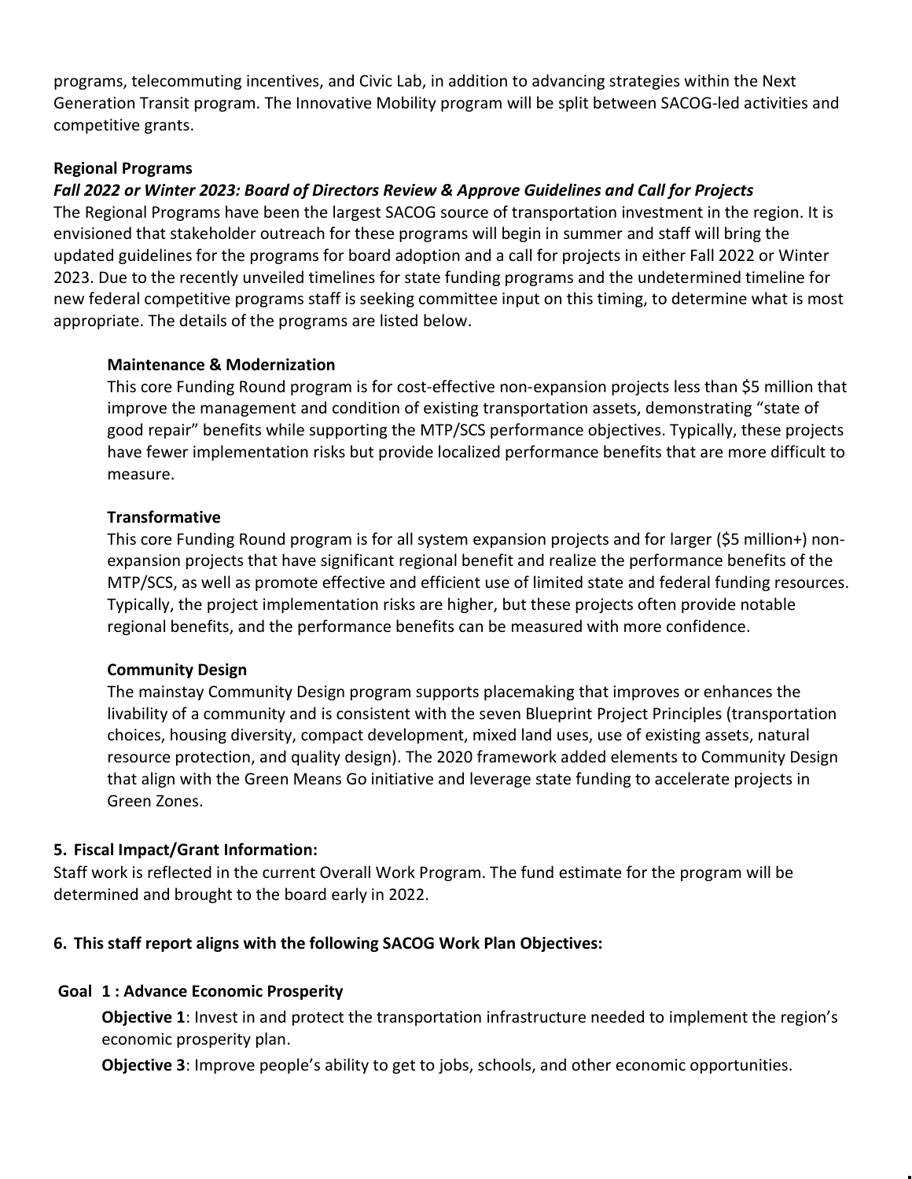programs, telecommuting incentives, and Civic Lab, in addition to advancing strategies within the Next Generation Transit program. The Innovative Mobility program will be split between SACOG-led activities and competitive grants.

**Regional Programs**

***Fall 2022 or Winter 2023: Board of Directors Review & Approve Guidelines and Call for Projects***

The Regional Programs have been the largest SACOG source of transportation investment in the region. It is envisioned that stakeholder outreach for these programs will begin in summer and staff will bring the updated guidelines for the programs for board adoption and a call for projects in either Fall 2022 or Winter 2023. Due to the recently unveiled timelines for state funding programs and the undetermined timeline for new federal competitive programs staff is seeking committee input on this timing, to determine what is most appropriate. The details of the programs are listed below.

**Maintenance & Modernization**

This core Funding Round program is for cost-effective non-expansion projects less than $5 million that improve the management and condition of existing transportation assets, demonstrating "state of good repair" benefits while supporting the MTP/SCS performance objectives. Typically, these projects have fewer implementation risks but provide localized performance benefits that are more difficult to measure.

**Transformative**

This core Funding Round program is for all system expansion projects and for larger ($5 million+) non-expansion projects that have significant regional benefit and realize the performance benefits of the MTP/SCS, as well as promote effective and efficient use of limited state and federal funding resources. Typically, the project implementation risks are higher, but these projects often provide notable regional benefits, and the performance benefits can be measured with more confidence.

**Community Design**

The mainstay Community Design program supports placemaking that improves or enhances the livability of a community and is consistent with the seven Blueprint Project Principles (transportation choices, housing diversity, compact development, mixed land uses, use of existing assets, natural resource protection, and quality design). The 2020 framework added elements to Community Design that align with the Green Means Go initiative and leverage state funding to accelerate projects in Green Zones.

**5. Fiscal Impact/Grant Information:**

Staff work is reflected in the current Overall Work Program. The fund estimate for the program will be determined and brought to the board early in 2022.

**6. This staff report aligns with the following SACOG Work Plan Objectives:**

**Goal 1 : Advance Economic Prosperity**

**Objective 1**: Invest in and protect the transportation infrastructure needed to implement the region's economic prosperity plan.

**Objective 3**: Improve people's ability to get to jobs, schools, and other economic opportunities.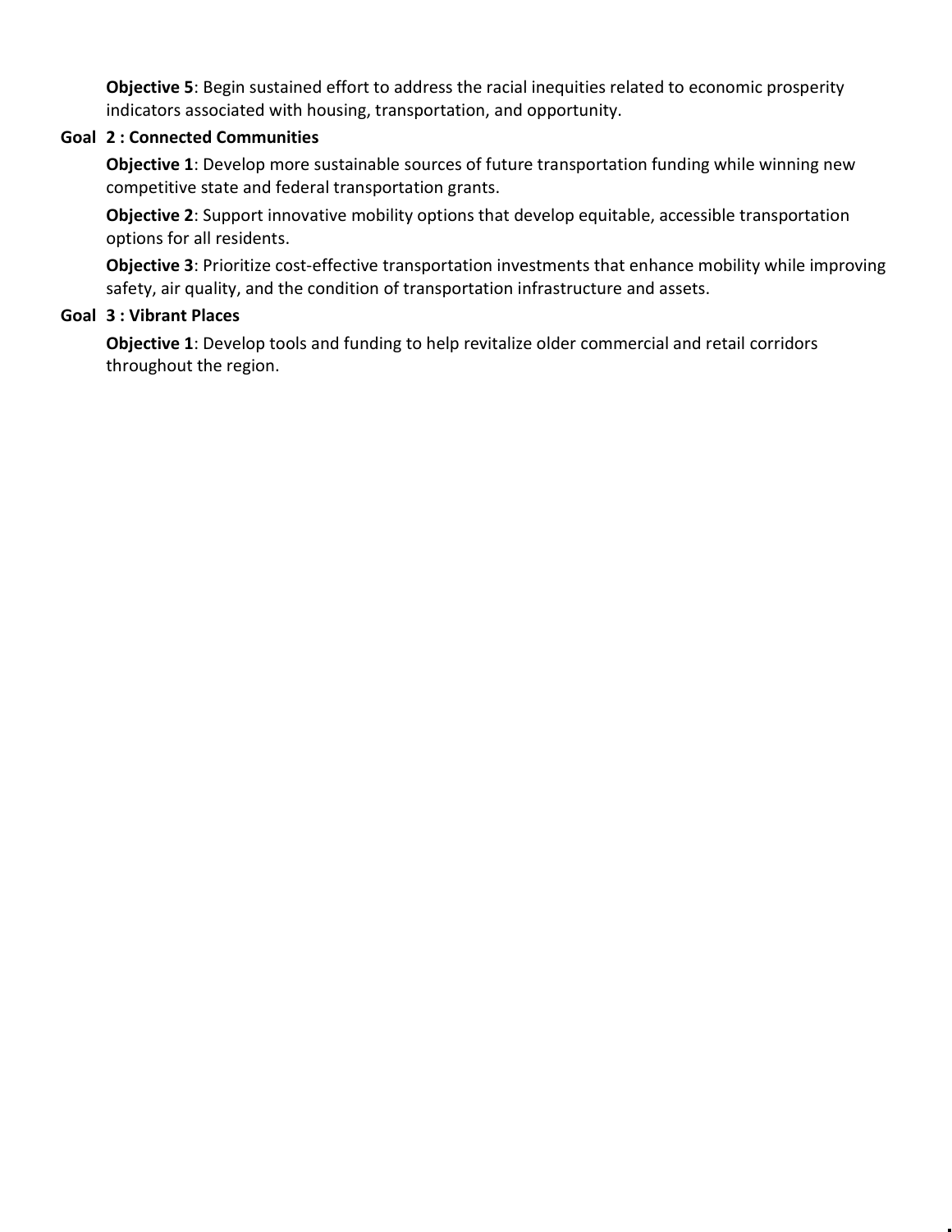**Objective 5**: Begin sustained effort to address the racial inequities related to economic prosperity indicators associated with housing, transportation, and opportunity.

**Goal 2 : Connected Communities**

**Objective 1**: Develop more sustainable sources of future transportation funding while winning new competitive state and federal transportation grants.

**Objective 2**: Support innovative mobility options that develop equitable, accessible transportation options for all residents.

**Objective 3**: Prioritize cost-effective transportation investments that enhance mobility while improving safety, air quality, and the condition of transportation infrastructure and assets.

**Goal 3 : Vibrant Places**

**Objective 1**: Develop tools and funding to help revitalize older commercial and retail corridors throughout the region.